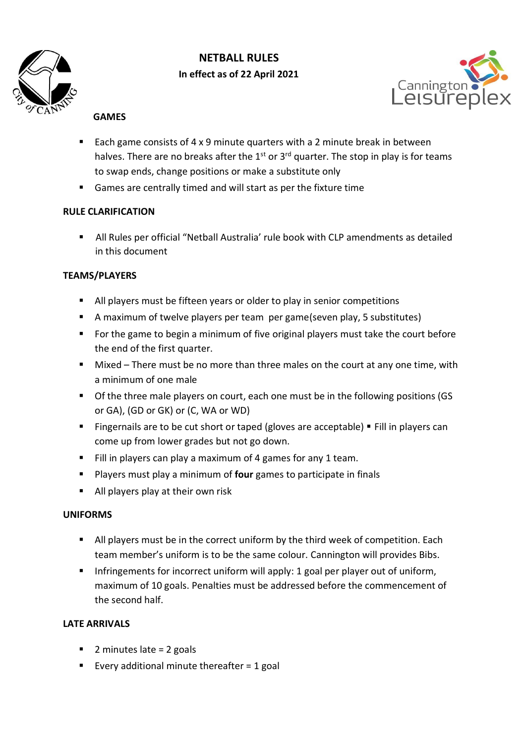# NETBALL RULES

**In effect as of 22 April 2021**

## GAMES

- Each game consists of 4 x 9 minute quarters with a 2 minute break in between halves. There are no breaks after the 1st or 3rd quarter. The stop in play is for teams to swap ends, change positions or make a substitute only
- Games are centrally timed and will start as per the fixture time

## RULE CLARIFICATION

- All Rules per official "Netball Australia' rule book with CLP amendments as detailed in this document

## TEAMS/PLAYERS

- All players must be fifteen years or older to play in senior competitions
- A maximum of twelve players per team per game(seven play, 5 substitutes)
- For the game to begin a minimum of five original players must take the court before the end of the first quarter.
- Mixed – There must be no more than three males on the court at any one time, with a minimum of one male
- Of the three male players on court, each one must be in the following positions (GS or GA), (GD or GK) or (C, WA or WD)
- Fingernails are to be cut short or taped (gloves are acceptable) ▪ Fill in players can come up from lower grades but not go down.
- Fill in players can play a maximum of 4 games for any 1 team.
- Players must play a minimum of **four** games to participate in finals
- All players play at their own risk

## UNIFORMS

- All players must be in the correct uniform by the third week of competition. Each team member's uniform is to be the same colour. Cannington will provides Bibs.
- Infringements for incorrect uniform will apply: 1 goal per player out of uniform, maximum of 10 goals. Penalties must be addressed before the commencement of the second half.

## LATE ARRIVALS

- 2 minutes late = 2 goals
- Every additional minute thereafter = 1 goal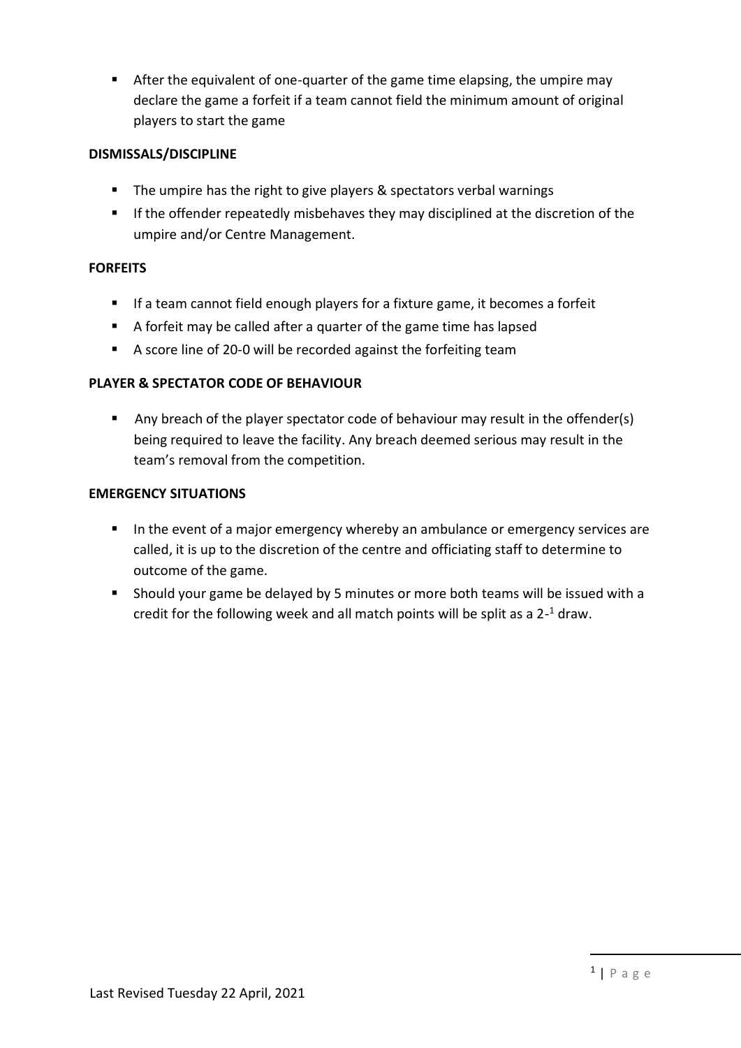- After the equivalent of one-quarter of the game time elapsing, the umpire may declare the game a forfeit if a team cannot field the minimum amount of original players to start the game

**DISMISSALS/DISCIPLINE**

- The umpire has the right to give players & spectators verbal warnings
- If the offender repeatedly misbehaves they may disciplined at the discretion of the umpire and/or Centre Management.

**FORFEITS**

- If a team cannot field enough players for a fixture game, it becomes a forfeit
- A forfeit may be called after a quarter of the game time has lapsed
- A score line of 20-0 will be recorded against the forfeiting team

**PLAYER & SPECTATOR CODE OF BEHAVIOUR**

- Any breach of the player spectator code of behaviour may result in the offender(s) being required to leave the facility. Any breach deemed serious may result in the team's removal from the competition.

**EMERGENCY SITUATIONS**

- In the event of a major emergency whereby an ambulance or emergency services are called, it is up to the discretion of the centre and officiating staff to determine to outcome of the game.
- Should your game be delayed by 5 minutes or more both teams will be issued with a credit for the following week and all match points will be split as a 2-[1] draw.

[1]

Last Revised Tuesday 22 April, 2021